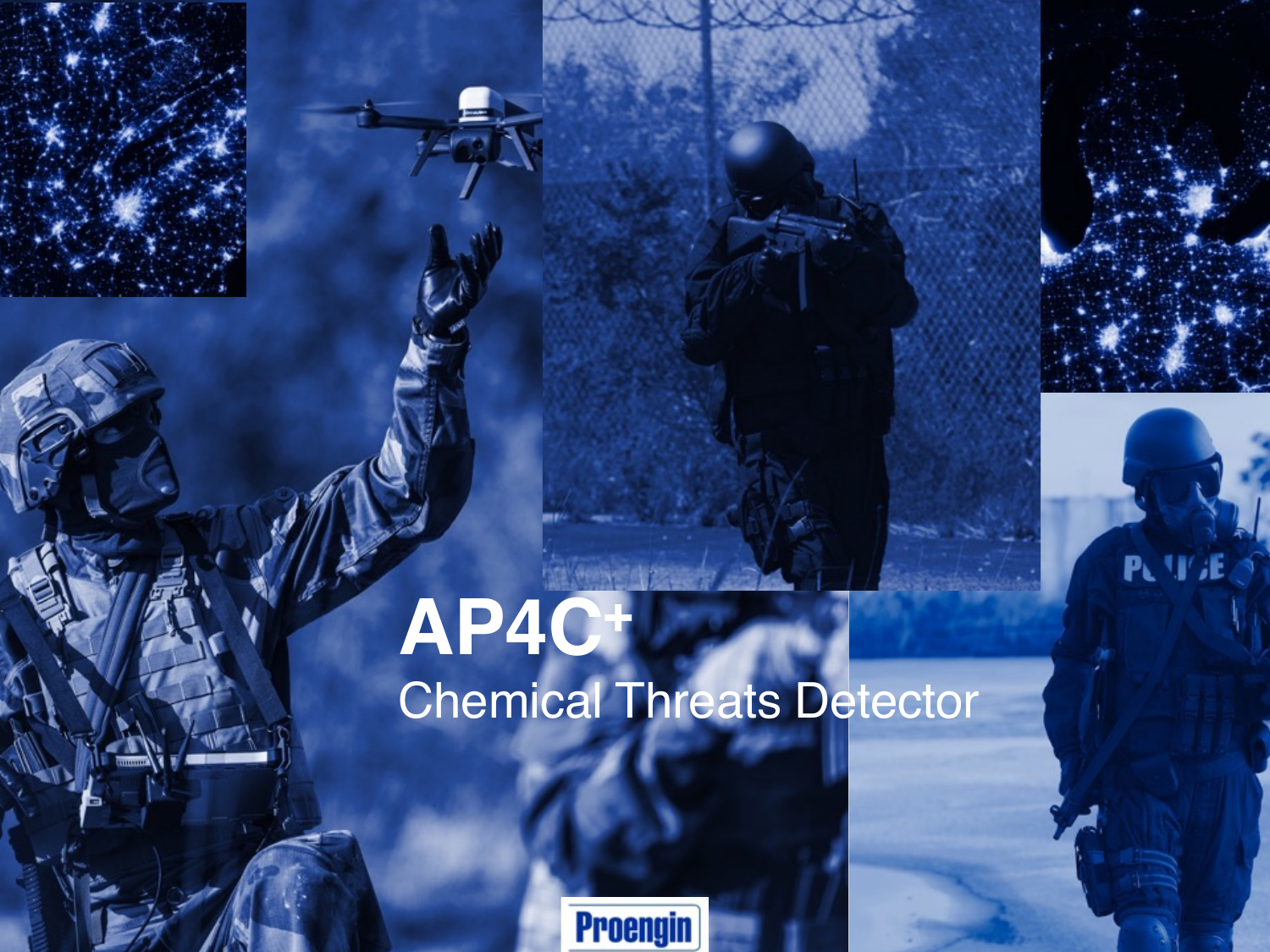# AP4C+

## Chemical Threats Detector

Proengin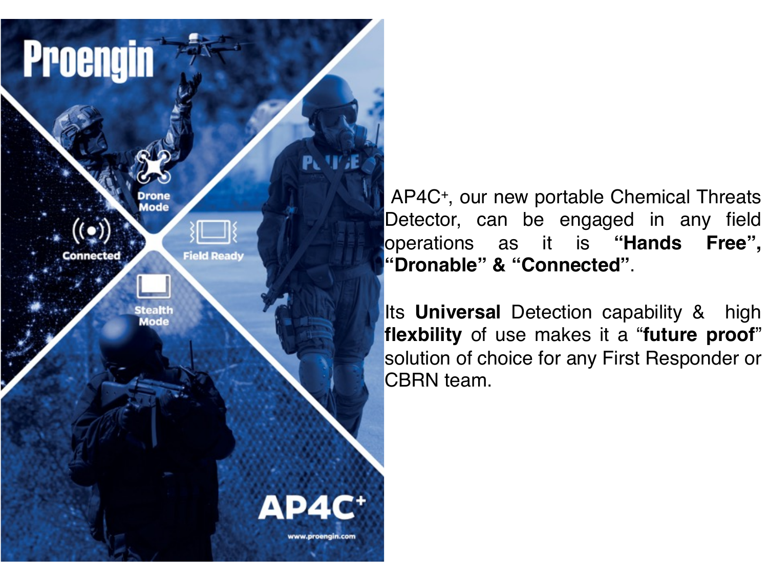AP4C$^{+}$, our new portable Chemical Threats Detector, can be engaged in any field operations as it is **“Hands Free”, “Dronable” & “Connected”**.

Its **Universal** Detection capability & high **flexbility** of use makes it a “**future proof**” solution of choice for any First Responder or CBRN team.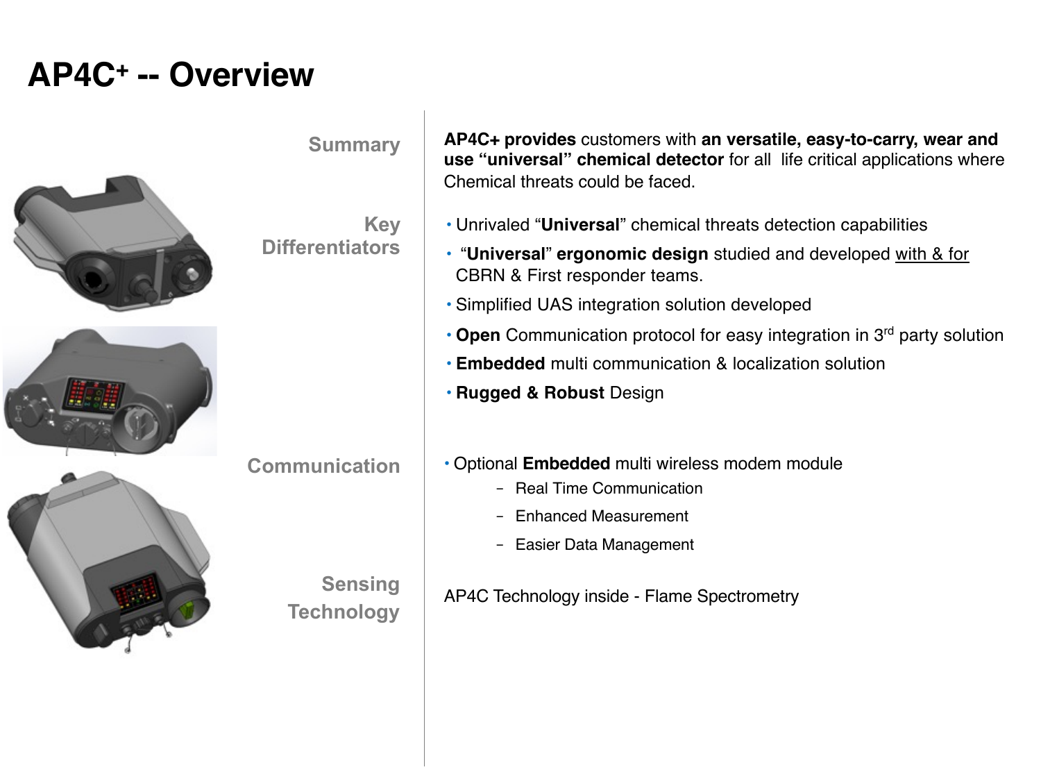# $AP4C^{+}$ -- Overview

**Summary**

**AP4C+ provides** customers with **an versatile, easy-to-carry, wear and use "universal" chemical detector** for all life critical applications where Chemical threats could be faced.

**Key Differentiators**

- Unrivaled "**Universal**" chemical threats detection capabilities
- "**Universal**" **ergonomic design** studied and developed with & for CBRN & First responder teams.
- Simplified UAS integration solution developed
- **Open** Communication protocol for easy integration in 3rd party solution
- **Embedded** multi communication & localization solution
- **Rugged & Robust** Design

**Communication**

- Optional **Embedded** multi wireless modem module
  - Real Time Communication
  - Enhanced Measurement
  - Easier Data Management

**Sensing Technology**

AP4C Technology inside - Flame Spectrometry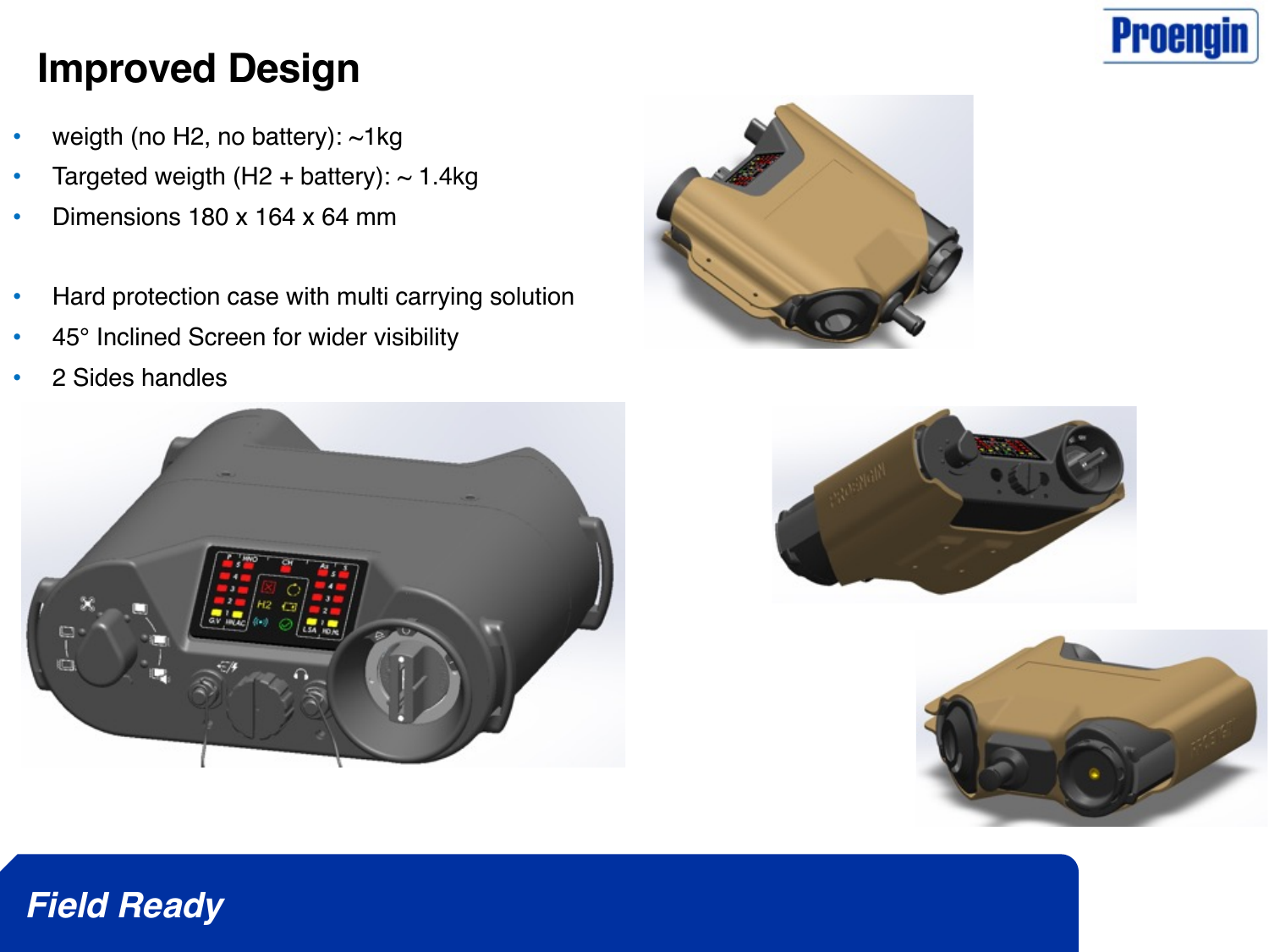# Improved Design

- weigth (no H2, no battery): ~1kg
- Targeted weigth (H2 + battery): ~ 1.4kg
- Dimensions 180 x 164 x 64 mm

- Hard protection case with multi carrying solution
- 45° Inclined Screen for wider visibility
- 2 Sides handles

***Field Ready***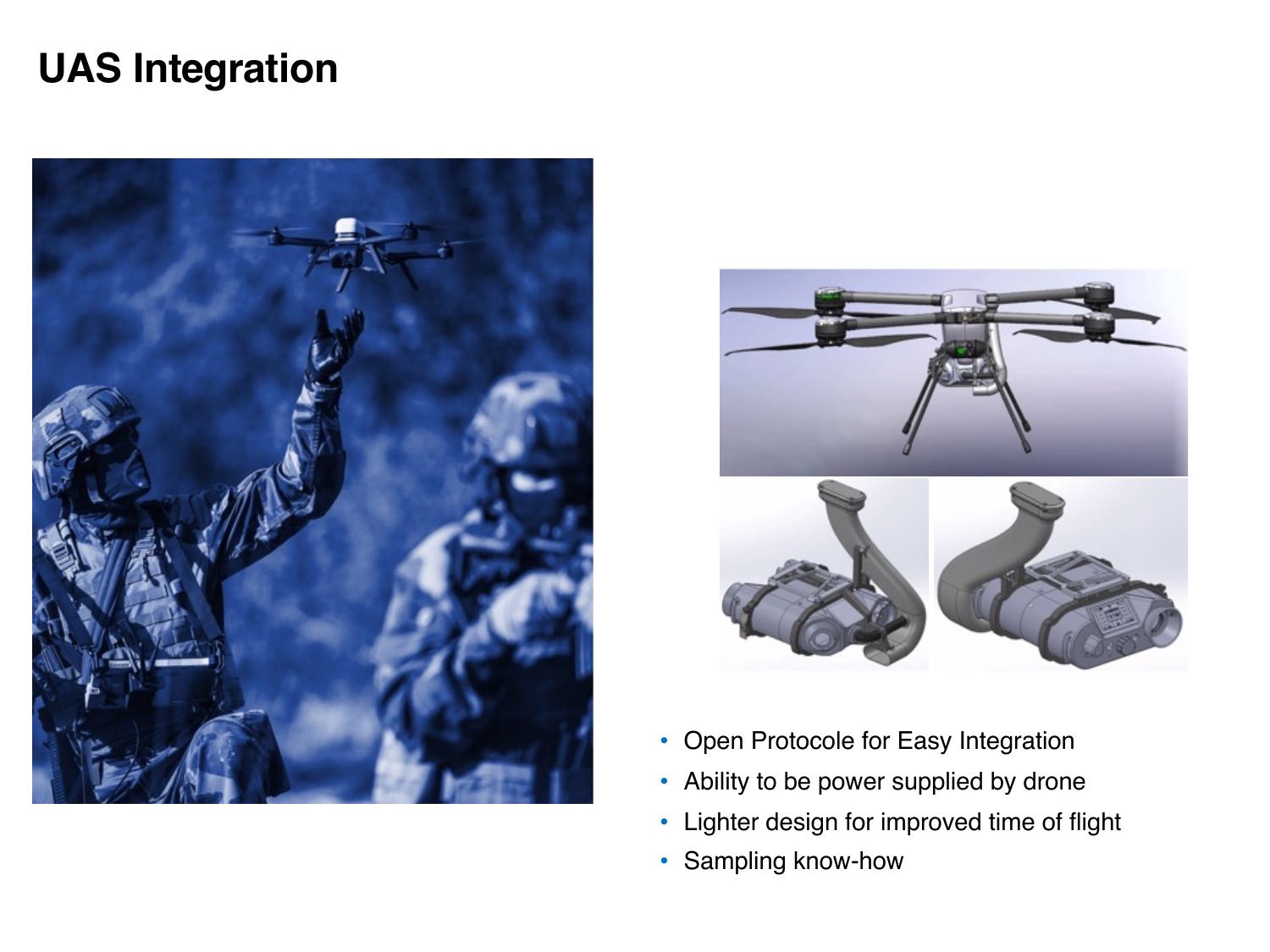# UAS Integration

- Open Protocole for Easy Integration
- Ability to be power supplied by drone
- Lighter design for improved time of flight
- Sampling know-how